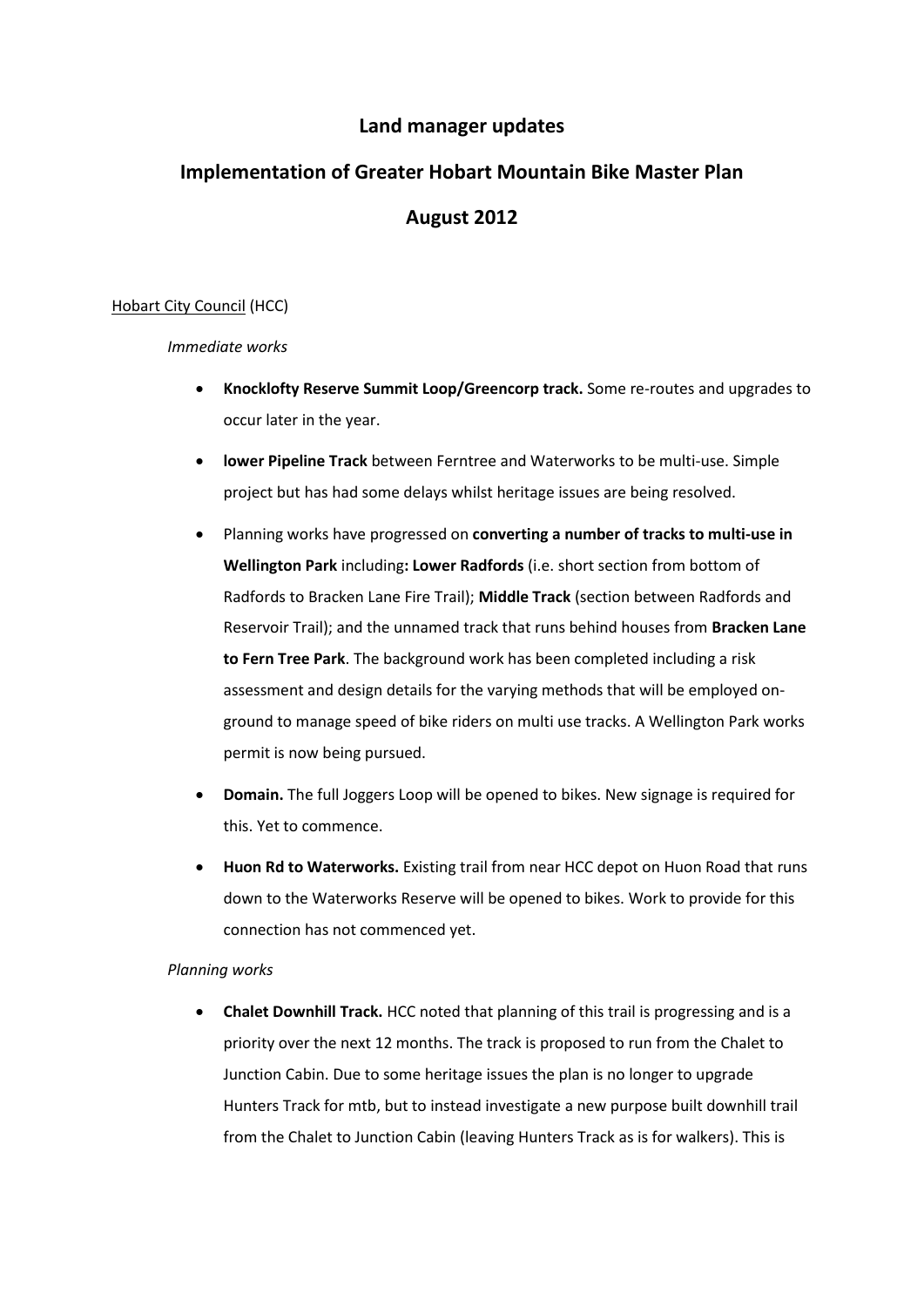# Land manager updates

# Implementation of Greater Hobart Mountain Bike Master Plan

# August 2012

Hobart City Council (HCC)

*Immediate works*

- **Knocklofty Reserve Summit Loop/Greencorp track.** Some re-routes and upgrades to occur later in the year.
- **lower Pipeline Track** between Ferntree and Waterworks to be multi-use. Simple project but has had some delays whilst heritage issues are being resolved.
- Planning works have progressed on **converting a number of tracks to multi-use in Wellington Park** including**: Lower Radfords** (i.e. short section from bottom of Radfords to Bracken Lane Fire Trail); **Middle Track** (section between Radfords and Reservoir Trail); and the unnamed track that runs behind houses from **Bracken Lane to Fern Tree Park**. The background work has been completed including a risk assessment and design details for the varying methods that will be employed on-ground to manage speed of bike riders on multi use tracks. A Wellington Park works permit is now being pursued.
- **Domain.** The full Joggers Loop will be opened to bikes. New signage is required for this. Yet to commence.
- **Huon Rd to Waterworks.** Existing trail from near HCC depot on Huon Road that runs down to the Waterworks Reserve will be opened to bikes. Work to provide for this connection has not commenced yet.

*Planning works*

- **Chalet Downhill Track.** HCC noted that planning of this trail is progressing and is a priority over the next 12 months. The track is proposed to run from the Chalet to Junction Cabin. Due to some heritage issues the plan is no longer to upgrade Hunters Track for mtb, but to instead investigate a new purpose built downhill trail from the Chalet to Junction Cabin (leaving Hunters Track as is for walkers). This is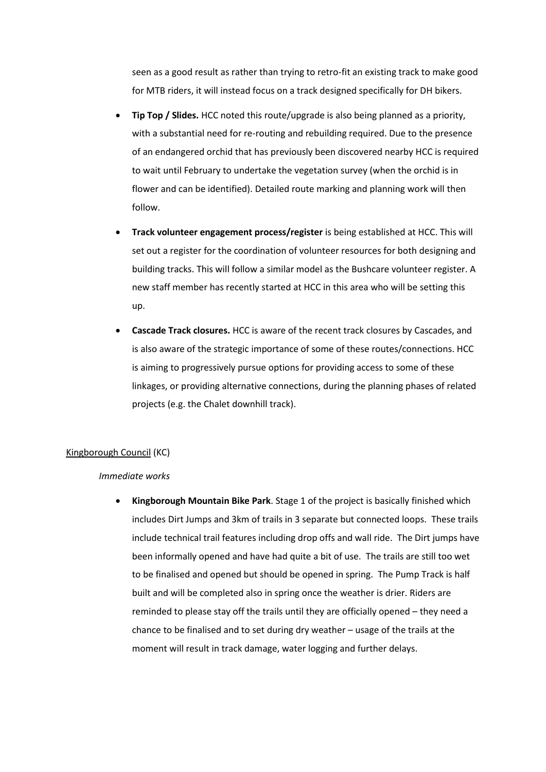seen as a good result as rather than trying to retro-fit an existing track to make good for MTB riders, it will instead focus on a track designed specifically for DH bikers.

- **Tip Top / Slides.** HCC noted this route/upgrade is also being planned as a priority, with a substantial need for re-routing and rebuilding required. Due to the presence of an endangered orchid that has previously been discovered nearby HCC is required to wait until February to undertake the vegetation survey (when the orchid is in flower and can be identified). Detailed route marking and planning work will then follow.
- **Track volunteer engagement process/register** is being established at HCC. This will set out a register for the coordination of volunteer resources for both designing and building tracks. This will follow a similar model as the Bushcare volunteer register. A new staff member has recently started at HCC in this area who will be setting this up.
- **Cascade Track closures.** HCC is aware of the recent track closures by Cascades, and is also aware of the strategic importance of some of these routes/connections. HCC is aiming to progressively pursue options for providing access to some of these linkages, or providing alternative connections, during the planning phases of related projects (e.g. the Chalet downhill track).

<u>Kingborough Council</u> (KC)

*Immediate works*

- **Kingborough Mountain Bike Park**. Stage 1 of the project is basically finished which includes Dirt Jumps and 3km of trails in 3 separate but connected loops. These trails include technical trail features including drop offs and wall ride. The Dirt jumps have been informally opened and have had quite a bit of use. The trails are still too wet to be finalised and opened but should be opened in spring. The Pump Track is half built and will be completed also in spring once the weather is drier. Riders are reminded to please stay off the trails until they are officially opened – they need a chance to be finalised and to set during dry weather – usage of the trails at the moment will result in track damage, water logging and further delays.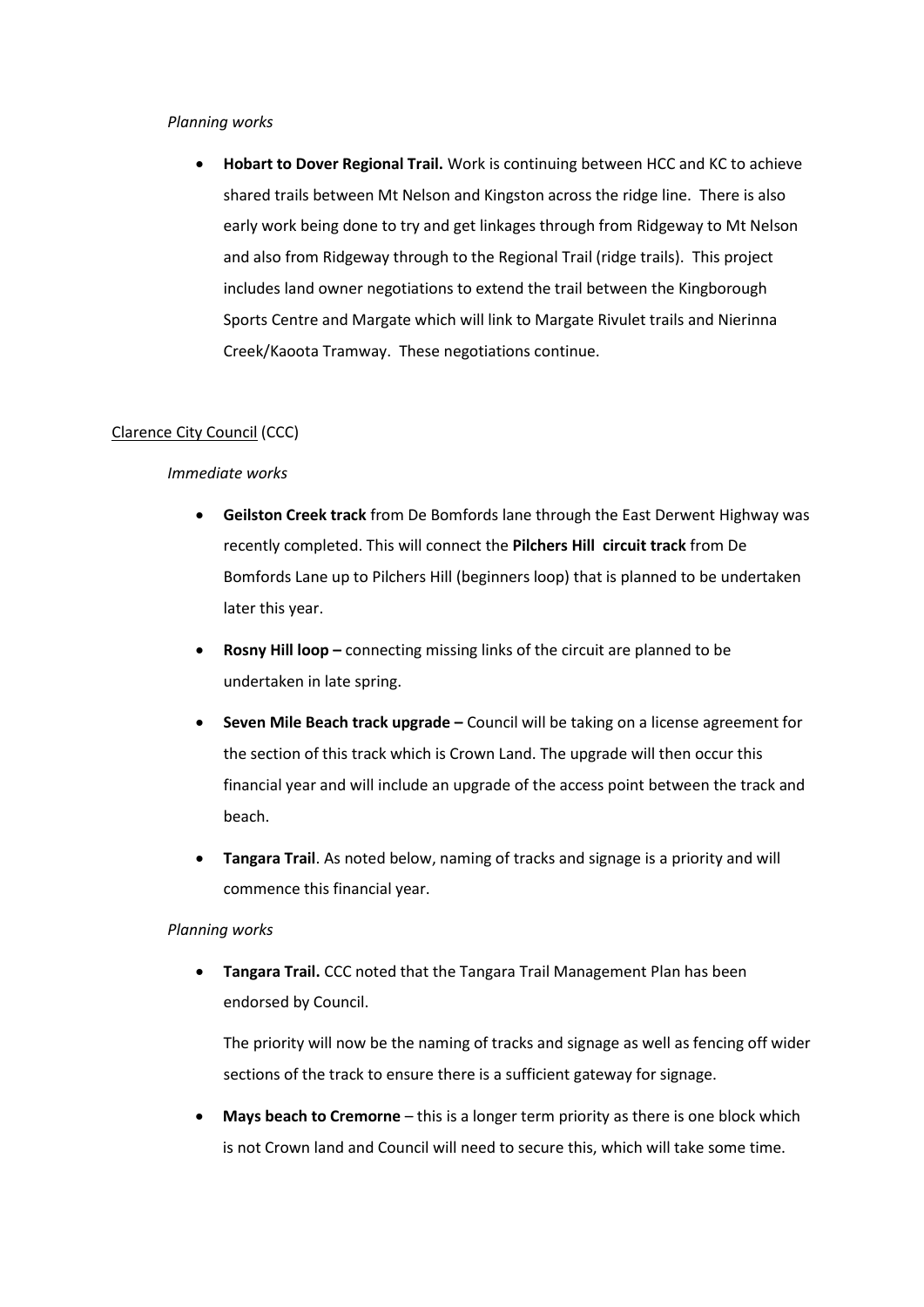*Planning works*

- **Hobart to Dover Regional Trail.** Work is continuing between HCC and KC to achieve shared trails between Mt Nelson and Kingston across the ridge line. There is also early work being done to try and get linkages through from Ridgeway to Mt Nelson and also from Ridgeway through to the Regional Trail (ridge trails). This project includes land owner negotiations to extend the trail between the Kingborough Sports Centre and Margate which will link to Margate Rivulet trails and Nierinna Creek/Kaoota Tramway. These negotiations continue.

Clarence City Council (CCC)

*Immediate works*

- **Geilston Creek track** from De Bomfords lane through the East Derwent Highway was recently completed. This will connect the **Pilchers Hill circuit track** from De Bomfords Lane up to Pilchers Hill (beginners loop) that is planned to be undertaken later this year.
- **Rosny Hill loop –** connecting missing links of the circuit are planned to be undertaken in late spring.
- **Seven Mile Beach track upgrade –** Council will be taking on a license agreement for the section of this track which is Crown Land. The upgrade will then occur this financial year and will include an upgrade of the access point between the track and beach.
- **Tangara Trail**. As noted below, naming of tracks and signage is a priority and will commence this financial year.

*Planning works*

- **Tangara Trail.** CCC noted that the Tangara Trail Management Plan has been endorsed by Council.

  The priority will now be the naming of tracks and signage as well as fencing off wider sections of the track to ensure there is a sufficient gateway for signage.

- **Mays beach to Cremorne** – this is a longer term priority as there is one block which is not Crown land and Council will need to secure this, which will take some time.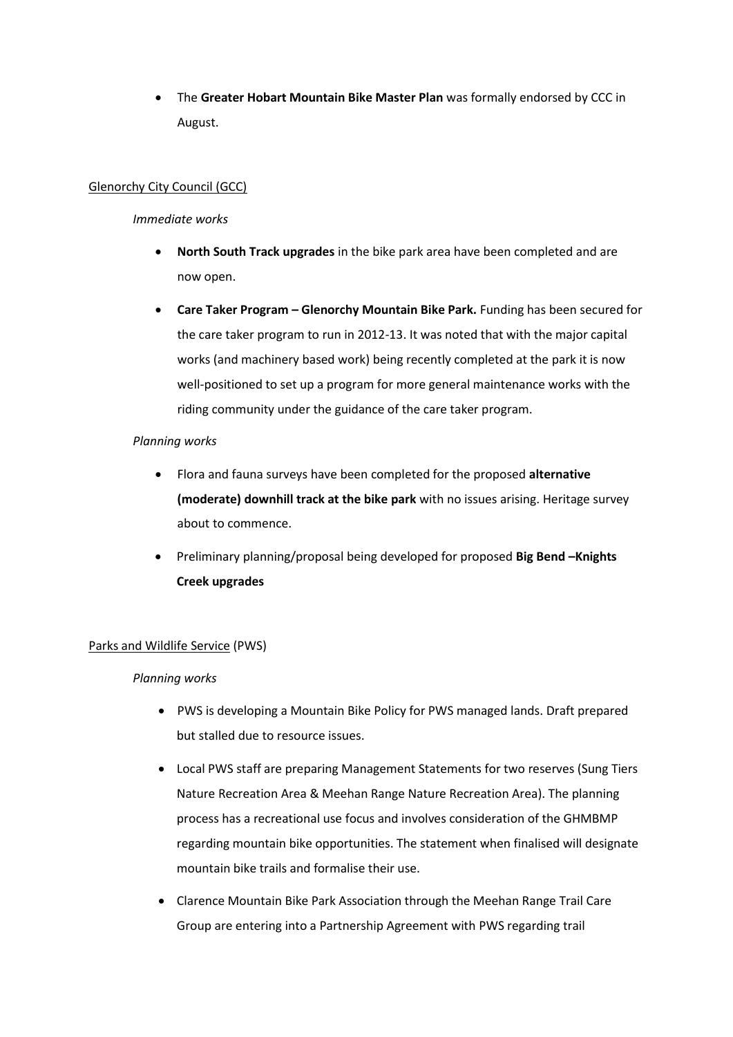- The **Greater Hobart Mountain Bike Master Plan** was formally endorsed by CCC in August.

Glenorchy City Council (GCC)

*Immediate works*

- **North South Track upgrades** in the bike park area have been completed and are now open.
- **Care Taker Program – Glenorchy Mountain Bike Park.** Funding has been secured for the care taker program to run in 2012-13. It was noted that with the major capital works (and machinery based work) being recently completed at the park it is now well-positioned to set up a program for more general maintenance works with the riding community under the guidance of the care taker program.

*Planning works*

- Flora and fauna surveys have been completed for the proposed **alternative (moderate) downhill track at the bike park** with no issues arising. Heritage survey about to commence.
- Preliminary planning/proposal being developed for proposed **Big Bend –Knights Creek upgrades**

Parks and Wildlife Service (PWS)

*Planning works*

- PWS is developing a Mountain Bike Policy for PWS managed lands. Draft prepared but stalled due to resource issues.
- Local PWS staff are preparing Management Statements for two reserves (Sung Tiers Nature Recreation Area & Meehan Range Nature Recreation Area). The planning process has a recreational use focus and involves consideration of the GHMBMP regarding mountain bike opportunities. The statement when finalised will designate mountain bike trails and formalise their use.
- Clarence Mountain Bike Park Association through the Meehan Range Trail Care Group are entering into a Partnership Agreement with PWS regarding trail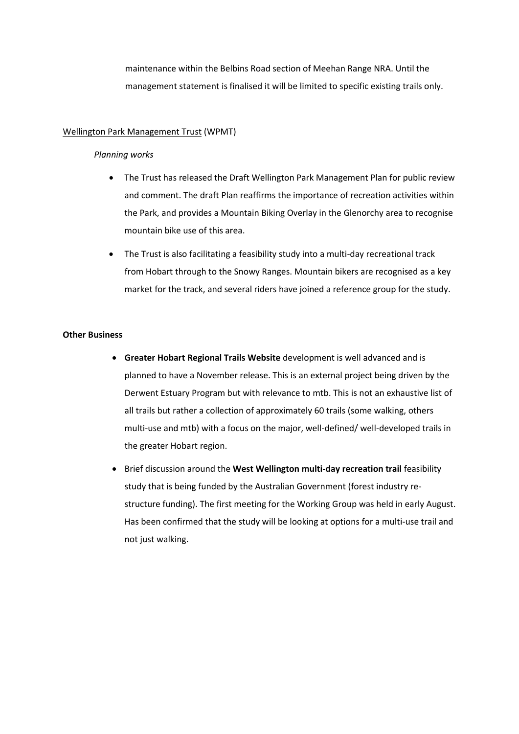maintenance within the Belbins Road section of Meehan Range NRA. Until the management statement is finalised it will be limited to specific existing trails only.

Wellington Park Management Trust (WPMT)

*Planning works*

- The Trust has released the Draft Wellington Park Management Plan for public review and comment. The draft Plan reaffirms the importance of recreation activities within the Park, and provides a Mountain Biking Overlay in the Glenorchy area to recognise mountain bike use of this area.
- The Trust is also facilitating a feasibility study into a multi-day recreational track from Hobart through to the Snowy Ranges. Mountain bikers are recognised as a key market for the track, and several riders have joined a reference group for the study.

**Other Business**

- **Greater Hobart Regional Trails Website** development is well advanced and is planned to have a November release. This is an external project being driven by the Derwent Estuary Program but with relevance to mtb. This is not an exhaustive list of all trails but rather a collection of approximately 60 trails (some walking, others multi-use and mtb) with a focus on the major, well-defined/ well-developed trails in the greater Hobart region.
- Brief discussion around the **West Wellington multi-day recreation trail** feasibility study that is being funded by the Australian Government (forest industry re-structure funding). The first meeting for the Working Group was held in early August. Has been confirmed that the study will be looking at options for a multi-use trail and not just walking.